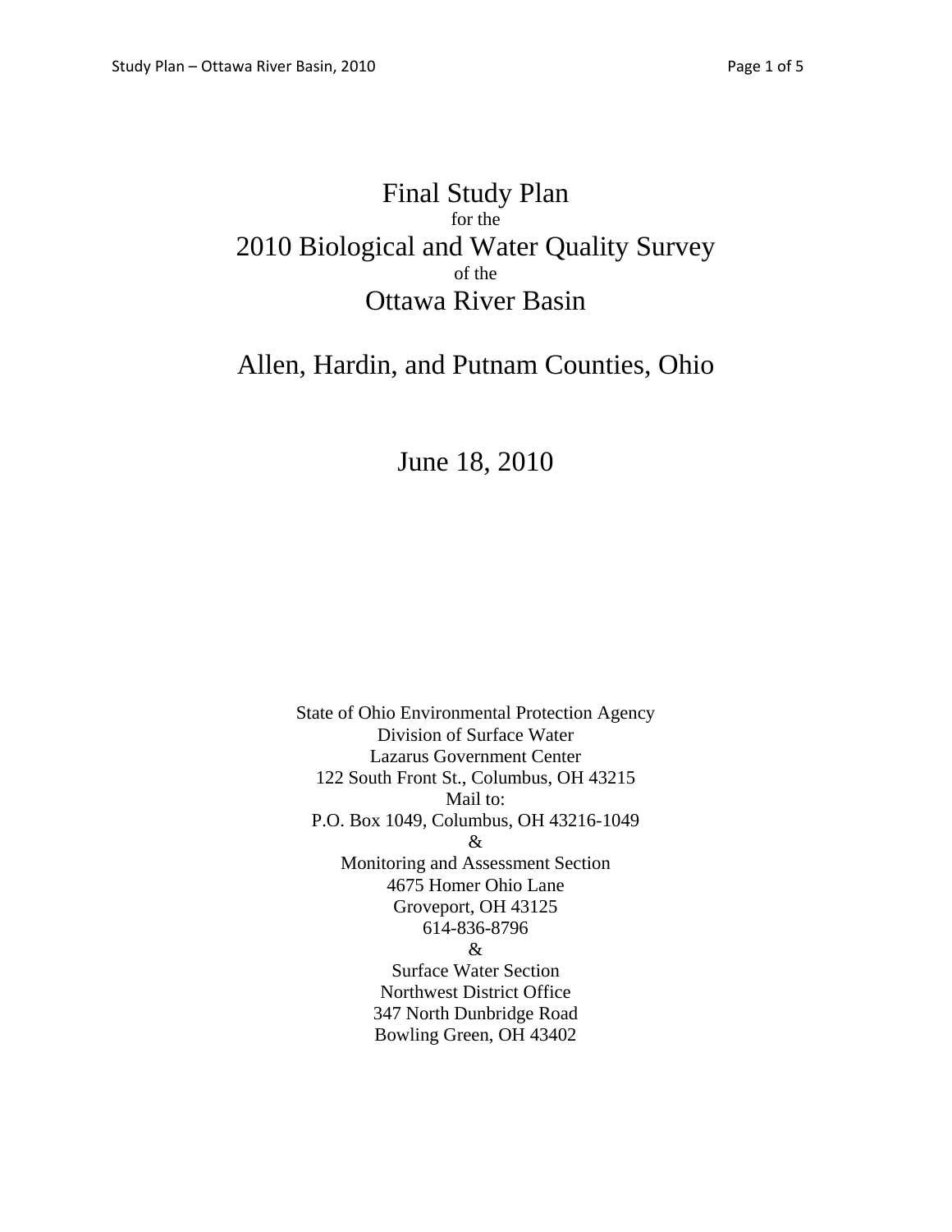# Final Study Plan

for the

# 2010 Biological and Water Quality Survey

of the

# Ottawa River Basin

## Allen, Hardin, and Putnam Counties, Ohio

June 18, 2010

State of Ohio Environmental Protection Agency
Division of Surface Water
Lazarus Government Center
122 South Front St., Columbus, OH 43215
Mail to:
P.O. Box 1049, Columbus, OH 43216-1049
&
Monitoring and Assessment Section
4675 Homer Ohio Lane
Groveport, OH 43125
614-836-8796
&
Surface Water Section
Northwest District Office
347 North Dunbridge Road
Bowling Green, OH 43402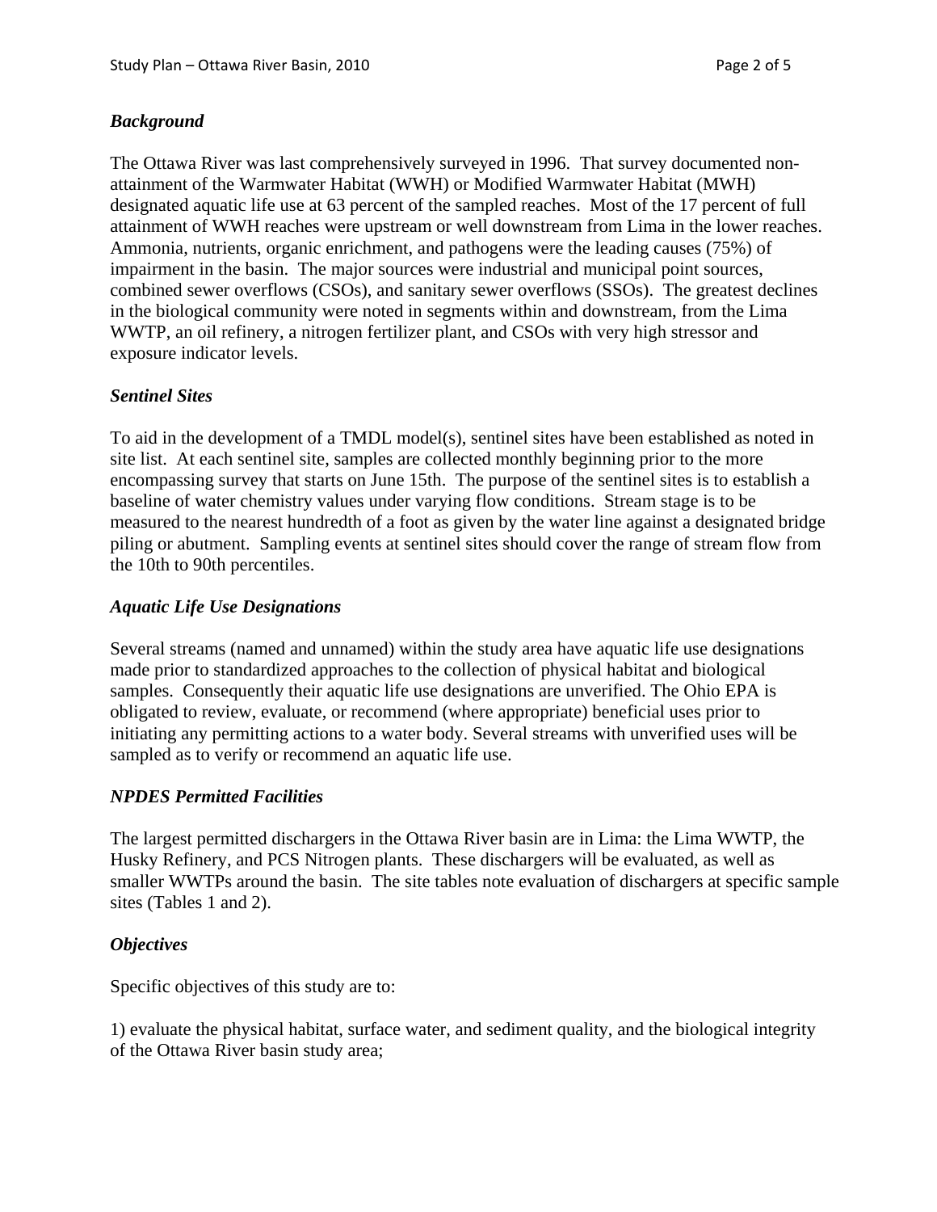### *Background*

The Ottawa River was last comprehensively surveyed in 1996. That survey documented non-attainment of the Warmwater Habitat (WWH) or Modified Warmwater Habitat (MWH) designated aquatic life use at 63 percent of the sampled reaches. Most of the 17 percent of full attainment of WWH reaches were upstream or well downstream from Lima in the lower reaches. Ammonia, nutrients, organic enrichment, and pathogens were the leading causes (75%) of impairment in the basin. The major sources were industrial and municipal point sources, combined sewer overflows (CSOs), and sanitary sewer overflows (SSOs). The greatest declines in the biological community were noted in segments within and downstream, from the Lima WWTP, an oil refinery, a nitrogen fertilizer plant, and CSOs with very high stressor and exposure indicator levels.

### *Sentinel Sites*

To aid in the development of a TMDL model(s), sentinel sites have been established as noted in site list. At each sentinel site, samples are collected monthly beginning prior to the more encompassing survey that starts on June 15th. The purpose of the sentinel sites is to establish a baseline of water chemistry values under varying flow conditions. Stream stage is to be measured to the nearest hundredth of a foot as given by the water line against a designated bridge piling or abutment. Sampling events at sentinel sites should cover the range of stream flow from the 10th to 90th percentiles.

### *Aquatic Life Use Designations*

Several streams (named and unnamed) within the study area have aquatic life use designations made prior to standardized approaches to the collection of physical habitat and biological samples. Consequently their aquatic life use designations are unverified. The Ohio EPA is obligated to review, evaluate, or recommend (where appropriate) beneficial uses prior to initiating any permitting actions to a water body. Several streams with unverified uses will be sampled as to verify or recommend an aquatic life use.

### *NPDES Permitted Facilities*

The largest permitted dischargers in the Ottawa River basin are in Lima: the Lima WWTP, the Husky Refinery, and PCS Nitrogen plants. These dischargers will be evaluated, as well as smaller WWTPs around the basin. The site tables note evaluation of dischargers at specific sample sites (Tables 1 and 2).

### *Objectives*

Specific objectives of this study are to:

1) evaluate the physical habitat, surface water, and sediment quality, and the biological integrity of the Ottawa River basin study area;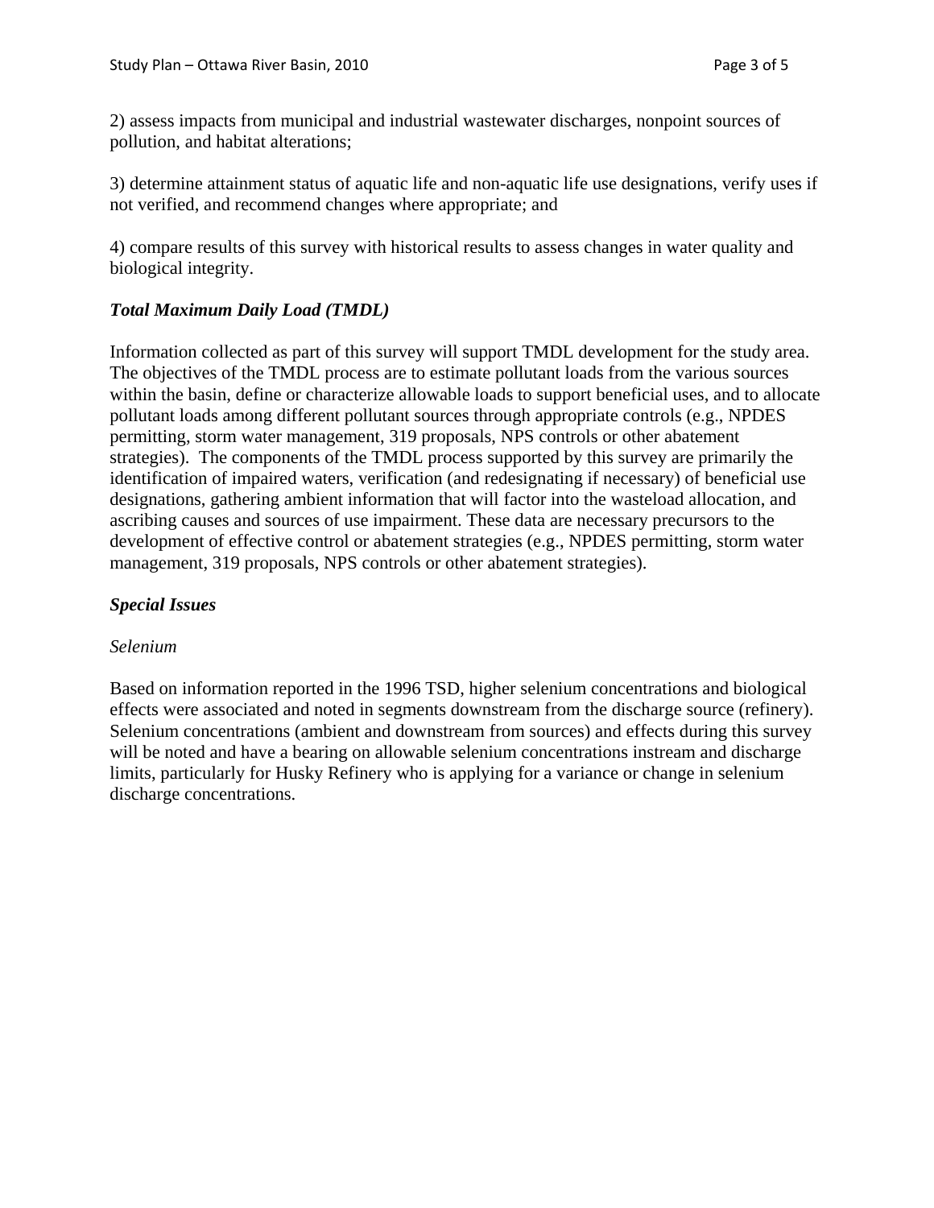2) assess impacts from municipal and industrial wastewater discharges, nonpoint sources of pollution, and habitat alterations;

3) determine attainment status of aquatic life and non-aquatic life use designations, verify uses if not verified, and recommend changes where appropriate; and

4) compare results of this survey with historical results to assess changes in water quality and biological integrity.

### *Total Maximum Daily Load (TMDL)*

Information collected as part of this survey will support TMDL development for the study area. The objectives of the TMDL process are to estimate pollutant loads from the various sources within the basin, define or characterize allowable loads to support beneficial uses, and to allocate pollutant loads among different pollutant sources through appropriate controls (e.g., NPDES permitting, storm water management, 319 proposals, NPS controls or other abatement strategies). The components of the TMDL process supported by this survey are primarily the identification of impaired waters, verification (and redesignating if necessary) of beneficial use designations, gathering ambient information that will factor into the wasteload allocation, and ascribing causes and sources of use impairment. These data are necessary precursors to the development of effective control or abatement strategies (e.g., NPDES permitting, storm water management, 319 proposals, NPS controls or other abatement strategies).

### *Special Issues*

*Selenium*

Based on information reported in the 1996 TSD, higher selenium concentrations and biological effects were associated and noted in segments downstream from the discharge source (refinery). Selenium concentrations (ambient and downstream from sources) and effects during this survey will be noted and have a bearing on allowable selenium concentrations instream and discharge limits, particularly for Husky Refinery who is applying for a variance or change in selenium discharge concentrations.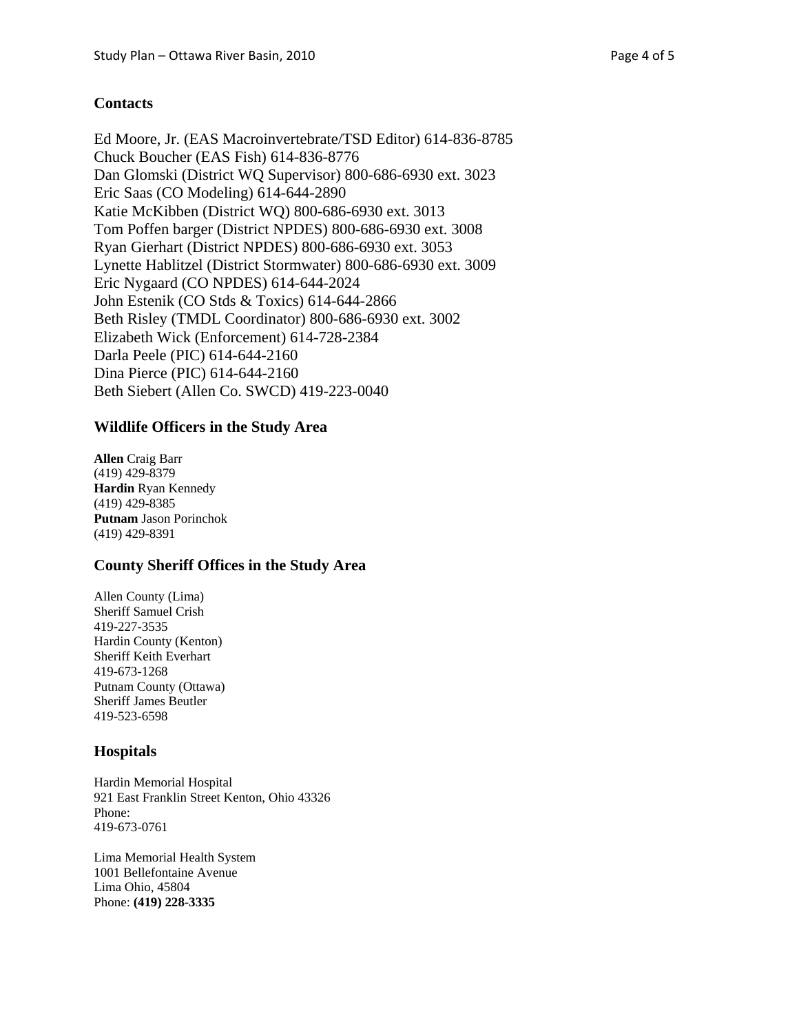## Contacts

Ed Moore, Jr. (EAS Macroinvertebrate/TSD Editor) 614-836-8785
Chuck Boucher (EAS Fish) 614-836-8776
Dan Glomski (District WQ Supervisor) 800-686-6930 ext. 3023
Eric Saas (CO Modeling) 614-644-2890
Katie McKibben (District WQ) 800-686-6930 ext. 3013
Tom Poffen barger (District NPDES) 800-686-6930 ext. 3008
Ryan Gierhart (District NPDES) 800-686-6930 ext. 3053
Lynette Hablitzel (District Stormwater) 800-686-6930 ext. 3009
Eric Nygaard (CO NPDES) 614-644-2024
John Estenik (CO Stds & Toxics) 614-644-2866
Beth Risley (TMDL Coordinator) 800-686-6930 ext. 3002
Elizabeth Wick (Enforcement) 614-728-2384
Darla Peele (PIC) 614-644-2160
Dina Pierce (PIC) 614-644-2160
Beth Siebert (Allen Co. SWCD) 419-223-0040

## Wildlife Officers in the Study Area

**Allen** Craig Barr
(419) 429-8379
**Hardin** Ryan Kennedy
(419) 429-8385
**Putnam** Jason Porinchok
(419) 429-8391

## County Sheriff Offices in the Study Area

Allen County (Lima)
Sheriff Samuel Crish
419-227-3535
Hardin County (Kenton)
Sheriff Keith Everhart
419-673-1268
Putnam County (Ottawa)
Sheriff James Beutler
419-523-6598

## Hospitals

Hardin Memorial Hospital
921 East Franklin Street Kenton, Ohio 43326
Phone:
419-673-0761

Lima Memorial Health System
1001 Bellefontaine Avenue
Lima Ohio, 45804
Phone: **(419) 228-3335**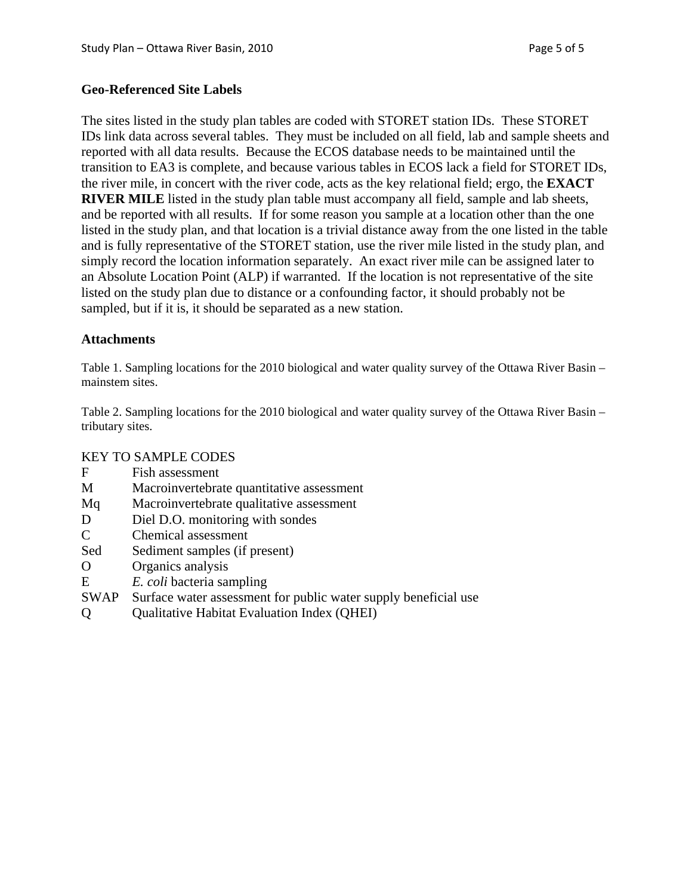## Geo-Referenced Site Labels

The sites listed in the study plan tables are coded with STORET station IDs. These STORET IDs link data across several tables. They must be included on all field, lab and sample sheets and reported with all data results. Because the ECOS database needs to be maintained until the transition to EA3 is complete, and because various tables in ECOS lack a field for STORET IDs, the river mile, in concert with the river code, acts as the key relational field; ergo, the **EXACT RIVER MILE** listed in the study plan table must accompany all field, sample and lab sheets, and be reported with all results. If for some reason you sample at a location other than the one listed in the study plan, and that location is a trivial distance away from the one listed in the table and is fully representative of the STORET station, use the river mile listed in the study plan, and simply record the location information separately. An exact river mile can be assigned later to an Absolute Location Point (ALP) if warranted. If the location is not representative of the site listed on the study plan due to distance or a confounding factor, it should probably not be sampled, but if it is, it should be separated as a new station.

## Attachments

Table 1. Sampling locations for the 2010 biological and water quality survey of the Ottawa River Basin – mainstem sites.

Table 2. Sampling locations for the 2010 biological and water quality survey of the Ottawa River Basin – tributary sites.

KEY TO SAMPLE CODES

| Code | Description |
|---|---|
| F | Fish assessment |
| M | Macroinvertebrate quantitative assessment |
| Mq | Macroinvertebrate qualitative assessment |
| D | Diel D.O. monitoring with sondes |
| C | Chemical assessment |
| Sed | Sediment samples (if present) |
| O | Organics analysis |
| E | *E. coli* bacteria sampling |
| SWAP | Surface water assessment for public water supply beneficial use |
| Q | Qualitative Habitat Evaluation Index (QHEI) |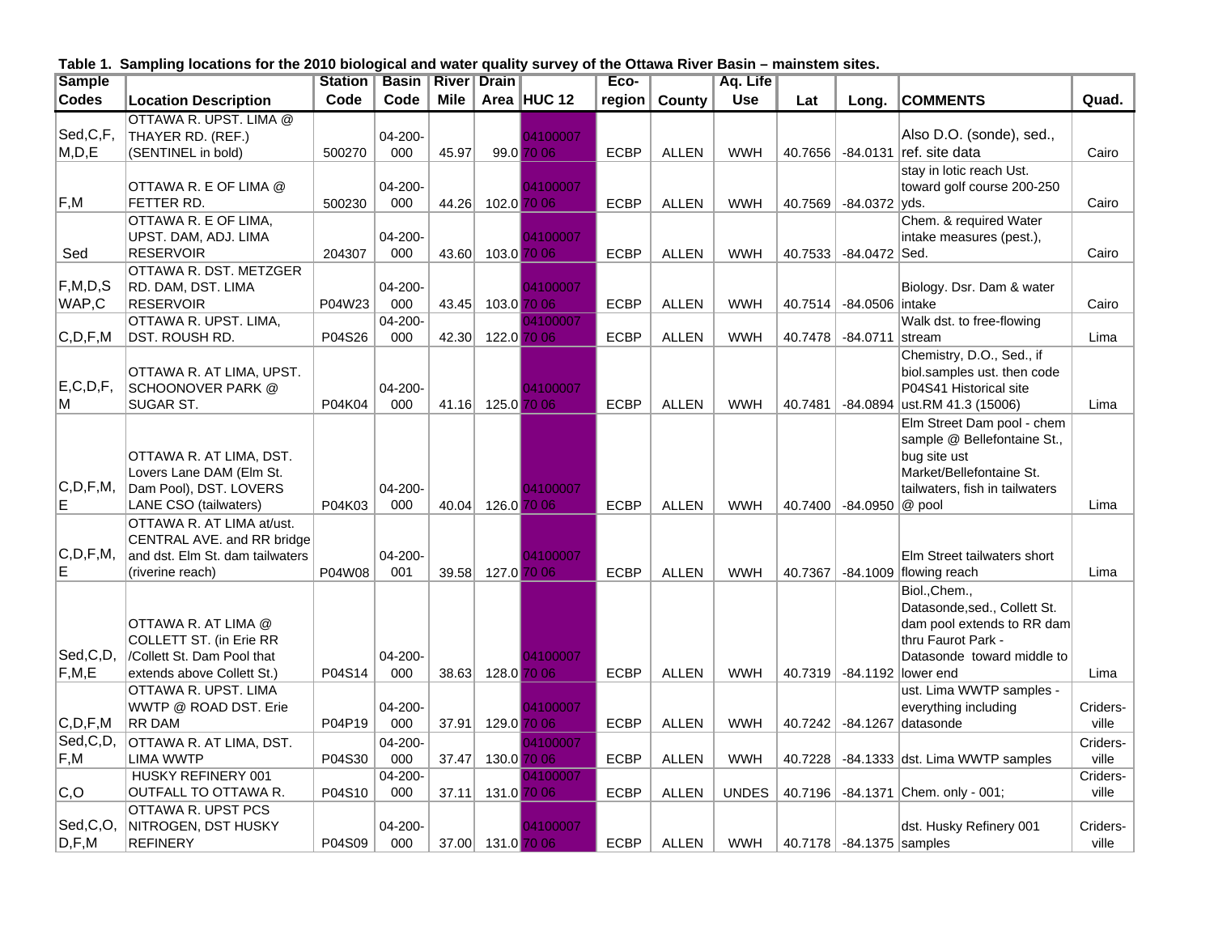**Table 1. Sampling locations for the 2010 biological and water quality survey of the Ottawa River Basin – mainstem sites.**

| Sample Codes | Location Description | Station Code | Basin Code | River Mile | Drain Area | HUC 12 | Eco-region | County | Aq. Life Use | Lat | Long. | COMMENTS | Quad. |
|---|---|---|---|---|---|---|---|---|---|---|---|---|---|
| Sed,C,F, M,D,E | OTTAWA R. UPST. LIMA @ THAYER RD. (REF.) (SENTINEL in bold) | 500270 | 04-200-000 | 45.97 | 99.0 | 04100007 70 06 | ECBP | ALLEN | WWH | 40.7656 | -84.0131 | Also D.O. (sonde), sed., ref. site data | Cairo |
| F,M | OTTAWA R. E OF LIMA @ FETTER RD. | 500230 | 04-200-000 | 44.26 | 102.0 | 04100007 70 06 | ECBP | ALLEN | WWH | 40.7569 | -84.0372 | stay in lotic reach Ust. toward golf course 200-250 yds. | Cairo |
| Sed | OTTAWA R. E OF LIMA, UPST. DAM, ADJ. LIMA RESERVOIR | 204307 | 04-200-000 | 43.60 | 103.0 | 04100007 70 06 | ECBP | ALLEN | WWH | 40.7533 | -84.0472 | Chem. & required Water intake measures (pest.), Sed. | Cairo |
| F,M,D,S WAP,C | OTTAWA R. DST. METZGER RD. DAM, DST. LIMA RESERVOIR | P04W23 | 04-200-000 | 43.45 | 103.0 | 04100007 70 06 | ECBP | ALLEN | WWH | 40.7514 | -84.0506 | Biology. Dsr. Dam & water intake | Cairo |
| C,D,F,M | OTTAWA R. UPST. LIMA, DST. ROUSH RD. | P04S26 | 04-200-000 | 42.30 | 122.0 | 04100007 70 06 | ECBP | ALLEN | WWH | 40.7478 | -84.0711 | Walk dst. to free-flowing stream | Lima |
| E,C,D,F, M | OTTAWA R. AT LIMA, UPST. SCHOONOVER PARK @ SUGAR ST. | P04K04 | 04-200-000 | 41.16 | 125.0 | 04100007 70 06 | ECBP | ALLEN | WWH | 40.7481 | -84.0894 | Chemistry, D.O., Sed., if biol.samples ust. then code P04S41 Historical site ust.RM 41.3 (15006) | Lima |
| C,D,F,M, E | OTTAWA R. AT LIMA, DST. Lovers Lane DAM (Elm St. Dam Pool), DST. LOVERS LANE CSO (tailwaters) | P04K03 | 04-200-000 | 40.04 | 126.0 | 04100007 70 06 | ECBP | ALLEN | WWH | 40.7400 | -84.0950 | Elm Street Dam pool - chem sample @ Bellefontaine St., bug site ust Market/Bellefontaine St. tailwaters, fish in tailwaters @ pool | Lima |
| C,D,F,M, E | OTTAWA R. AT LIMA at/ust. CENTRAL AVE. and RR bridge and dst. Elm St. dam tailwaters (riverine reach) | P04W08 | 04-200-001 | 39.58 | 127.0 | 04100007 70 06 | ECBP | ALLEN | WWH | 40.7367 | -84.1009 | Elm Street tailwaters short flowing reach | Lima |
| Sed,C,D, F,M,E | OTTAWA R. AT LIMA @ COLLETT ST. (in Erie RR /Collett St. Dam Pool that extends above Collett St.) | P04S14 | 04-200-000 | 38.63 | 128.0 | 04100007 70 06 | ECBP | ALLEN | WWH | 40.7319 | -84.1192 | Biol.,Chem., Datasonde,sed., Collett St. dam pool extends to RR dam thru Faurot Park - Datasonde toward middle to lower end | Lima |
| C,D,F,M | OTTAWA R. UPST. LIMA WWTP @ ROAD DST. Erie RR DAM | P04P19 | 04-200-000 | 37.91 | 129.0 | 04100007 70 06 | ECBP | ALLEN | WWH | 40.7242 | -84.1267 | ust. Lima WWTP samples - everything including datasonde | Criders-ville |
| Sed,C,D, F,M | OTTAWA R. AT LIMA, DST. LIMA WWTP | P04S30 | 04-200-000 | 37.47 | 130.0 | 04100007 70 06 | ECBP | ALLEN | WWH | 40.7228 | -84.1333 | dst. Lima WWTP samples | Criders-ville |
| C,O | HUSKY REFINERY 001 OUTFALL TO OTTAWA R. | P04S10 | 04-200-000 | 37.11 | 131.0 | 04100007 70 06 | ECBP | ALLEN | UNDES | 40.7196 | -84.1371 | Chem. only - 001; | Criders-ville |
| Sed,C,O, D,F,M | OTTAWA R. UPST PCS NITROGEN, DST HUSKY REFINERY | P04S09 | 04-200-000 | 37.00 | 131.0 | 04100007 70 06 | ECBP | ALLEN | WWH | 40.7178 | -84.1375 | dst. Husky Refinery 001 samples | Criders-ville |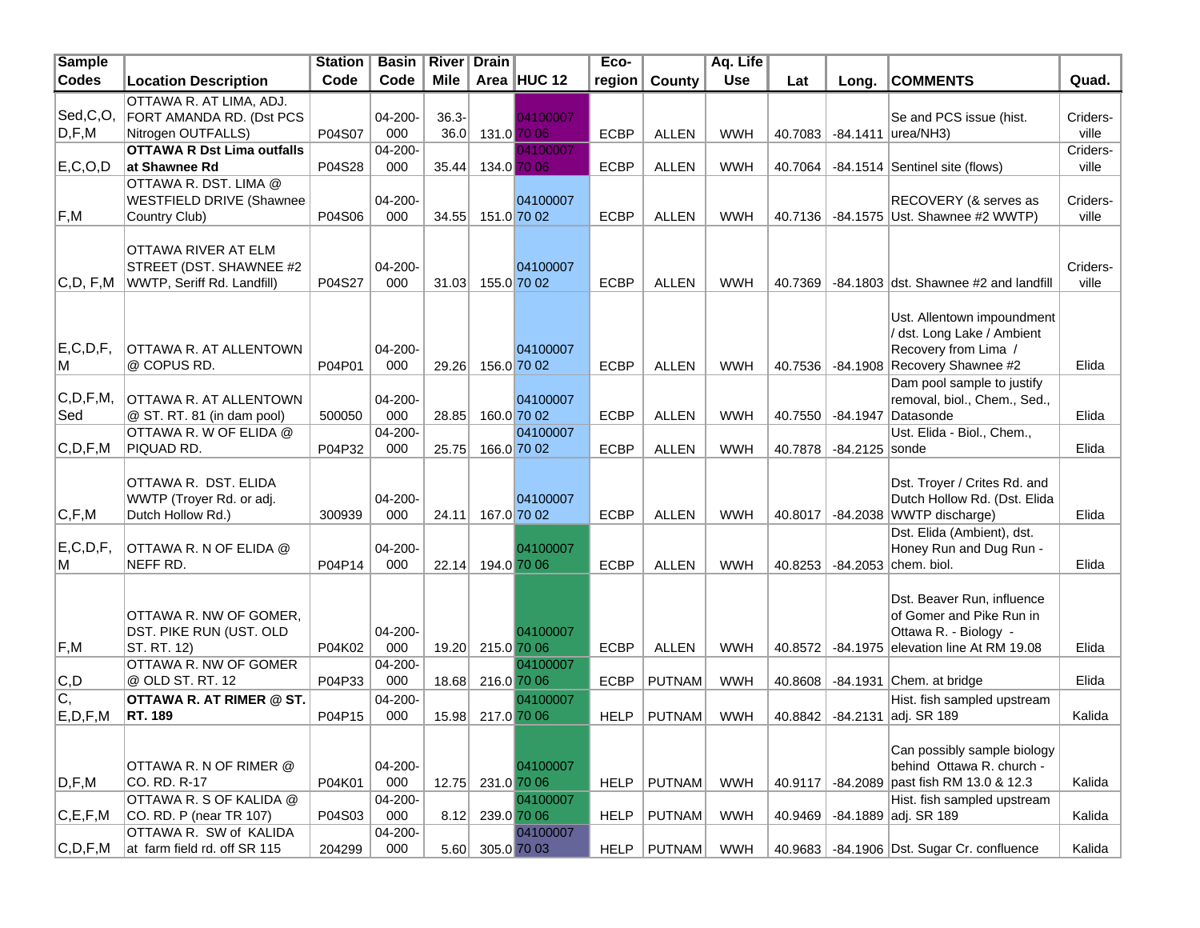| Sample Codes | Location Description | Station Code | Basin Code | River Mile | Drain Area | HUC 12 | Eco-region | County | Aq. Life Use | Lat | Long. | COMMENTS | Quad. |
|---|---|---|---|---|---|---|---|---|---|---|---|---|---|
| Sed,C,O, D,F,M | OTTAWA R. AT LIMA, ADJ. FORT AMANDA RD. (Dst PCS Nitrogen OUTFALLS) | P04S07 | 04-200-000 | 36.3-36.0 | 131.0 | 04100007 70 06 | ECBP | ALLEN | WWH | 40.7083 | -84.1411 | Se and PCS issue (hist. urea/NH3) | Criders-ville |
| E,C,O,D | **OTTAWA R Dst Lima outfalls at Shawnee Rd** | P04S28 | 04-200-000 | 35.44 | 134.0 | 04100007 70 06 | ECBP | ALLEN | WWH | 40.7064 | -84.1514 | Sentinel site (flows) | Criders-ville |
| F,M | OTTAWA R. DST. LIMA @ WESTFIELD DRIVE (Shawnee Country Club) | P04S06 | 04-200-000 | 34.55 | 151.0 | 04100007 70 02 | ECBP | ALLEN | WWH | 40.7136 | -84.1575 | RECOVERY (& serves as Ust. Shawnee #2 WWTP) | Criders-ville |
| C,D, F,M | OTTAWA RIVER AT ELM STREET (DST. SHAWNEE #2 WWTP, Seriff Rd. Landfill) | P04S27 | 04-200-000 | 31.03 | 155.0 | 04100007 70 02 | ECBP | ALLEN | WWH | 40.7369 | -84.1803 | dst. Shawnee #2 and landfill | Criders-ville |
| E,C,D,F, M | OTTAWA R. AT ALLENTOWN @ COPUS RD. | P04P01 | 04-200-000 | 29.26 | 156.0 | 04100007 70 02 | ECBP | ALLEN | WWH | 40.7536 | -84.1908 | Ust. Allentown impoundment / dst. Long Lake / Ambient Recovery from Lima / Recovery Shawnee #2 | Elida |
| C,D,F,M, Sed | OTTAWA R. AT ALLENTOWN @ ST. RT. 81 (in dam pool) | 500050 | 04-200-000 | 28.85 | 160.0 | 04100007 70 02 | ECBP | ALLEN | WWH | 40.7550 | -84.1947 | Dam pool sample to justify removal, biol., Chem., Sed., Datasonde | Elida |
| C,D,F,M | OTTAWA R. W OF ELIDA @ PIQUAD RD. | P04P32 | 04-200-000 | 25.75 | 166.0 | 04100007 70 02 | ECBP | ALLEN | WWH | 40.7878 | -84.2125 | Ust. Elida - Biol., Chem., sonde | Elida |
| C,F,M | OTTAWA R. DST. ELIDA WWTP (Troyer Rd. or adj. Dutch Hollow Rd.) | 300939 | 04-200-000 | 24.11 | 167.0 | 04100007 70 02 | ECBP | ALLEN | WWH | 40.8017 | -84.2038 | Dst. Troyer / Crites Rd. and Dutch Hollow Rd. (Dst. Elida WWTP discharge) | Elida |
| E,C,D,F, M | OTTAWA R. N OF ELIDA @ NEFF RD. | P04P14 | 04-200-000 | 22.14 | 194.0 | 04100007 70 06 | ECBP | ALLEN | WWH | 40.8253 | -84.2053 | Dst. Elida (Ambient), dst. Honey Run and Dug Run - chem. biol. | Elida |
| F,M | OTTAWA R. NW OF GOMER, DST. PIKE RUN (UST. OLD ST. RT. 12) | P04K02 | 04-200-000 | 19.20 | 215.0 | 04100007 70 06 | ECBP | ALLEN | WWH | 40.8572 | -84.1975 | Dst. Beaver Run, influence of Gomer and Pike Run in Ottawa R. - Biology - elevation line At RM 19.08 | Elida |
| C,D | OTTAWA R. NW OF GOMER @ OLD ST. RT. 12 | P04P33 | 04-200-000 | 18.68 | 216.0 | 04100007 70 06 | ECBP | PUTNAM | WWH | 40.8608 | -84.1931 | Chem. at bridge | Elida |
| C, E,D,F,M | **OTTAWA R. AT RIMER @ ST. RT. 189** | P04P15 | 04-200-000 | 15.98 | 217.0 | 04100007 70 06 | HELP | PUTNAM | WWH | 40.8842 | -84.2131 | Hist. fish sampled upstream adj. SR 189 | Kalida |
| D,F,M | OTTAWA R. N OF RIMER @ CO. RD. R-17 | P04K01 | 04-200-000 | 12.75 | 231.0 | 04100007 70 06 | HELP | PUTNAM | WWH | 40.9117 | -84.2089 | Can possibly sample biology behind Ottawa R. church - past fish RM 13.0 & 12.3 | Kalida |
| C,E,F,M | OTTAWA R. S OF KALIDA @ CO. RD. P (near TR 107) | P04S03 | 04-200-000 | 8.12 | 239.0 | 04100007 70 06 | HELP | PUTNAM | WWH | 40.9469 | -84.1889 | Hist. fish sampled upstream adj. SR 189 | Kalida |
| C,D,F,M | OTTAWA R. SW of KALIDA at farm field rd. off SR 115 | 204299 | 04-200-000 | 5.60 | 305.0 | 04100007 70 03 | HELP | PUTNAM | WWH | 40.9683 | -84.1906 | Dst. Sugar Cr. confluence | Kalida |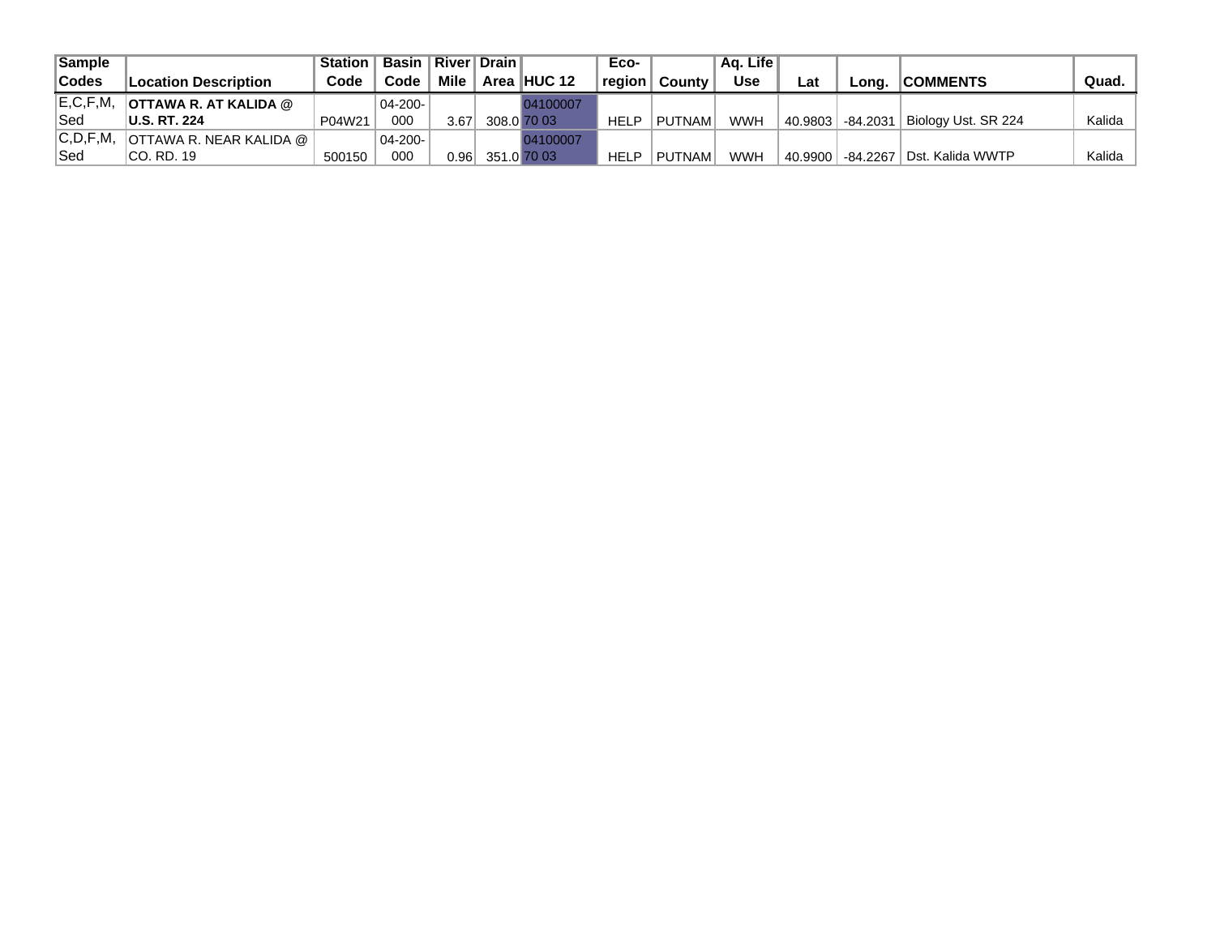| Sample Codes | Location Description | Station Code | Basin Code | River Mile | Drain Area | HUC 12 | Eco-region | County | Aq. Life Use | Lat | Long. | COMMENTS | Quad. |
|---|---|---|---|---|---|---|---|---|---|---|---|---|---|
| E,C,F,M, Sed | **OTTAWA R. AT KALIDA @ U.S. RT. 224** | P04W21 | 04-200-000 | 3.67 | 308.0 | 04100007 70 03 | HELP | PUTNAM | WWH | 40.9803 | -84.2031 | Biology Ust. SR 224 | Kalida |
| C,D,F,M, Sed | OTTAWA R. NEAR KALIDA @ CO. RD. 19 | 500150 | 04-200-000 | 0.96 | 351.0 | 04100007 70 03 | HELP | PUTNAM | WWH | 40.9900 | -84.2267 | Dst. Kalida WWTP | Kalida |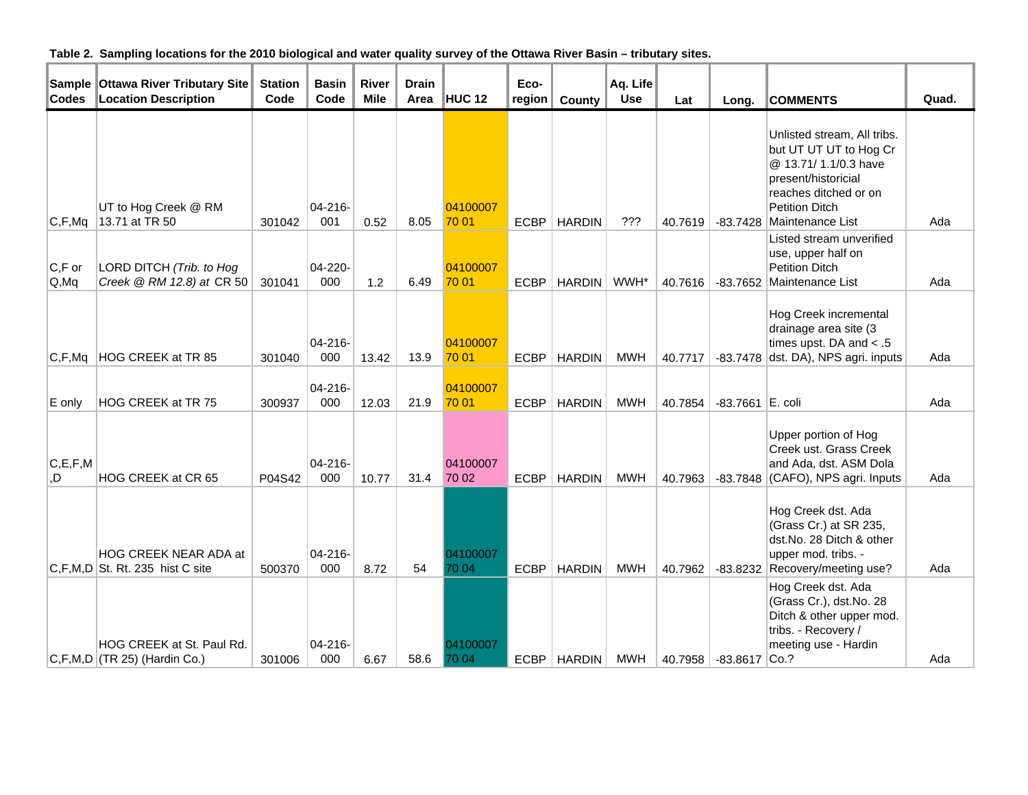**Table 2. Sampling locations for the 2010 biological and water quality survey of the Ottawa River Basin – tributary sites.**

| Sample Codes | Ottawa River Tributary Site Location Description | Station Code | Basin Code | River Mile | Drain Area | HUC 12 | Eco-region | County | Aq. Life Use | Lat | Long. | COMMENTS | Quad. |
|---|---|---|---|---|---|---|---|---|---|---|---|---|---|
| C,F,Mq | UT to Hog Creek @ RM 13.71 at TR 50 | 301042 | 04-216-001 | 0.52 | 8.05 | 04100007 70 01 | ECBP | HARDIN | ??? | 40.7619 | -83.7428 | Unlisted stream, All tribs. but UT UT UT to Hog Cr @ 13.71/ 1.1/0.3 have present/historicial reaches ditched or on Petition Ditch Maintenance List | Ada |
| C,F or Q,Mq | LORD DITCH *(Trib. to Hog Creek @ RM 12.8) at* CR 50 | 301041 | 04-220-000 | 1.2 | 6.49 | 04100007 70 01 | ECBP | HARDIN | WWH* | 40.7616 | -83.7652 | Listed stream unverified use, upper half on Petition Ditch Maintenance List | Ada |
| C,F,Mq | HOG CREEK at TR 85 | 301040 | 04-216-000 | 13.42 | 13.9 | 04100007 70 01 | ECBP | HARDIN | MWH | 40.7717 | -83.7478 | Hog Creek incremental drainage area site (3 times upst. DA and < .5 dst. DA), NPS agri. inputs | Ada |
| E only | HOG CREEK at TR 75 | 300937 | 04-216-000 | 12.03 | 21.9 | 04100007 70 01 | ECBP | HARDIN | MWH | 40.7854 | -83.7661 | E. coli | Ada |
| C,E,F,M,D | HOG CREEK at CR 65 | P04S42 | 04-216-000 | 10.77 | 31.4 | 04100007 70 02 | ECBP | HARDIN | MWH | 40.7963 | -83.7848 | Upper portion of Hog Creek ust. Grass Creek and Ada, dst. ASM Dola (CAFO), NPS agri. Inputs | Ada |
| C,F,M,D | HOG CREEK NEAR ADA at St. Rt. 235 hist C site | 500370 | 04-216-000 | 8.72 | 54 | 04100007 70 04 | ECBP | HARDIN | MWH | 40.7962 | -83.8232 | Hog Creek dst. Ada (Grass Cr.) at SR 235, dst.No. 28 Ditch & other upper mod. tribs. - Recovery/meeting use? | Ada |
| C,F,M,D | HOG CREEK at St. Paul Rd. (TR 25) (Hardin Co.) | 301006 | 04-216-000 | 6.67 | 58.6 | 04100007 70 04 | ECBP | HARDIN | MWH | 40.7958 | -83.8617 | Hog Creek dst. Ada (Grass Cr.), dst.No. 28 Ditch & other upper mod. tribs. - Recovery / meeting use - Hardin Co.? | Ada |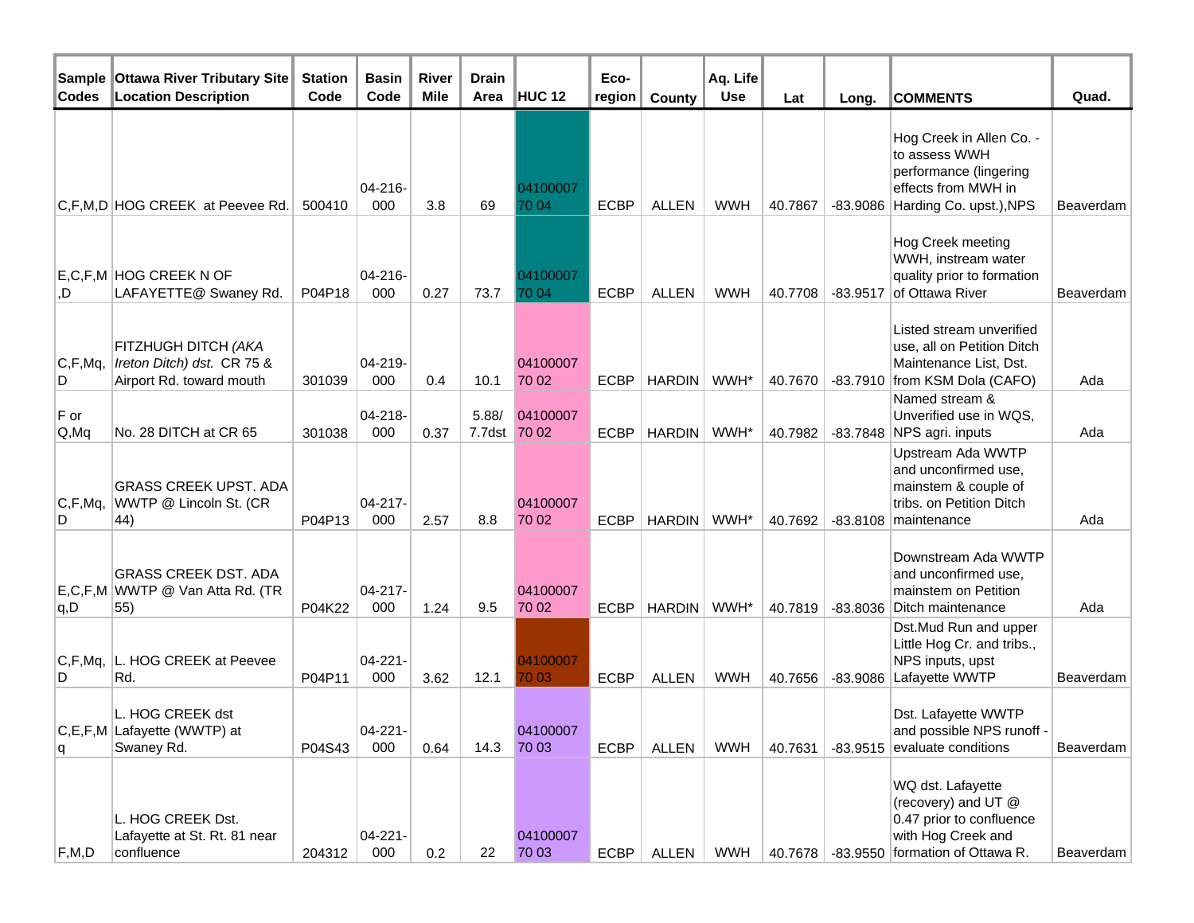| Sample Codes | Ottawa River Tributary Site Location Description | Station Code | Basin Code | River Mile | Drain Area | HUC 12 | Eco-region | County | Aq. Life Use | Lat | Long. | COMMENTS | Quad. |
|---|---|---|---|---|---|---|---|---|---|---|---|---|---|
| C,F,M,D | HOG CREEK at Peevee Rd. | 500410 | 04-216-000 | 3.8 | 69 | 04100007 70 04 | ECBP | ALLEN | WWH | 40.7867 | -83.9086 | Hog Creek in Allen Co. - to assess WWH performance (lingering effects from MWH in Harding Co. upst.),NPS | Beaverdam |
| E,C,F,M,D | HOG CREEK N OF LAFAYETTE@ Swaney Rd. | P04P18 | 04-216-000 | 0.27 | 73.7 | 04100007 70 04 | ECBP | ALLEN | WWH | 40.7708 | -83.9517 | Hog Creek meeting WWH, instream water quality prior to formation of Ottawa River | Beaverdam |
| C,F,Mq,D | FITZHUGH DITCH *(AKA Ireton Ditch) dst.* CR 75 & Airport Rd. toward mouth | 301039 | 04-219-000 | 0.4 | 10.1 | 04100007 70 02 | ECBP | HARDIN | WWH* | 40.7670 | -83.7910 | Listed stream unverified use, all on Petition Ditch Maintenance List, Dst. from KSM Dola (CAFO) | Ada |
| F or Q,Mq | No. 28 DITCH at CR 65 | 301038 | 04-218-000 | 0.37 | 5.88/ 7.7dst | 04100007 70 02 | ECBP | HARDIN | WWH* | 40.7982 | -83.7848 | Named stream & Unverified use in WQS, NPS agri. inputs | Ada |
| C,F,Mq,D | GRASS CREEK UPST. ADA WWTP @ Lincoln St. (CR 44) | P04P13 | 04-217-000 | 2.57 | 8.8 | 04100007 70 02 | ECBP | HARDIN | WWH* | 40.7692 | -83.8108 | Upstream Ada WWTP and unconfirmed use, mainstem & couple of tribs. on Petition Ditch maintenance | Ada |
| E,C,F,Mq,D | GRASS CREEK DST. ADA WWTP @ Van Atta Rd. (TR 55) | P04K22 | 04-217-000 | 1.24 | 9.5 | 04100007 70 02 | ECBP | HARDIN | WWH* | 40.7819 | -83.8036 | Downstream Ada WWTP and unconfirmed use, mainstem on Petition Ditch maintenance | Ada |
| C,F,Mq,D | L. HOG CREEK at Peevee Rd. | P04P11 | 04-221-000 | 3.62 | 12.1 | 04100007 70 03 | ECBP | ALLEN | WWH | 40.7656 | -83.9086 | Dst.Mud Run and upper Little Hog Cr. and tribs., NPS inputs, upst Lafayette WWTP | Beaverdam |
| C,E,F,Mq | L. HOG CREEK dst Lafayette (WWTP) at Swaney Rd. | P04S43 | 04-221-000 | 0.64 | 14.3 | 04100007 70 03 | ECBP | ALLEN | WWH | 40.7631 | -83.9515 | Dst. Lafayette WWTP and possible NPS runoff - evaluate conditions | Beaverdam |
| F,M,D | L. HOG CREEK Dst. Lafayette at St. Rt. 81 near confluence | 204312 | 04-221-000 | 0.2 | 22 | 04100007 70 03 | ECBP | ALLEN | WWH | 40.7678 | -83.9550 | WQ dst. Lafayette (recovery) and UT @ 0.47 prior to confluence with Hog Creek and formation of Ottawa R. | Beaverdam |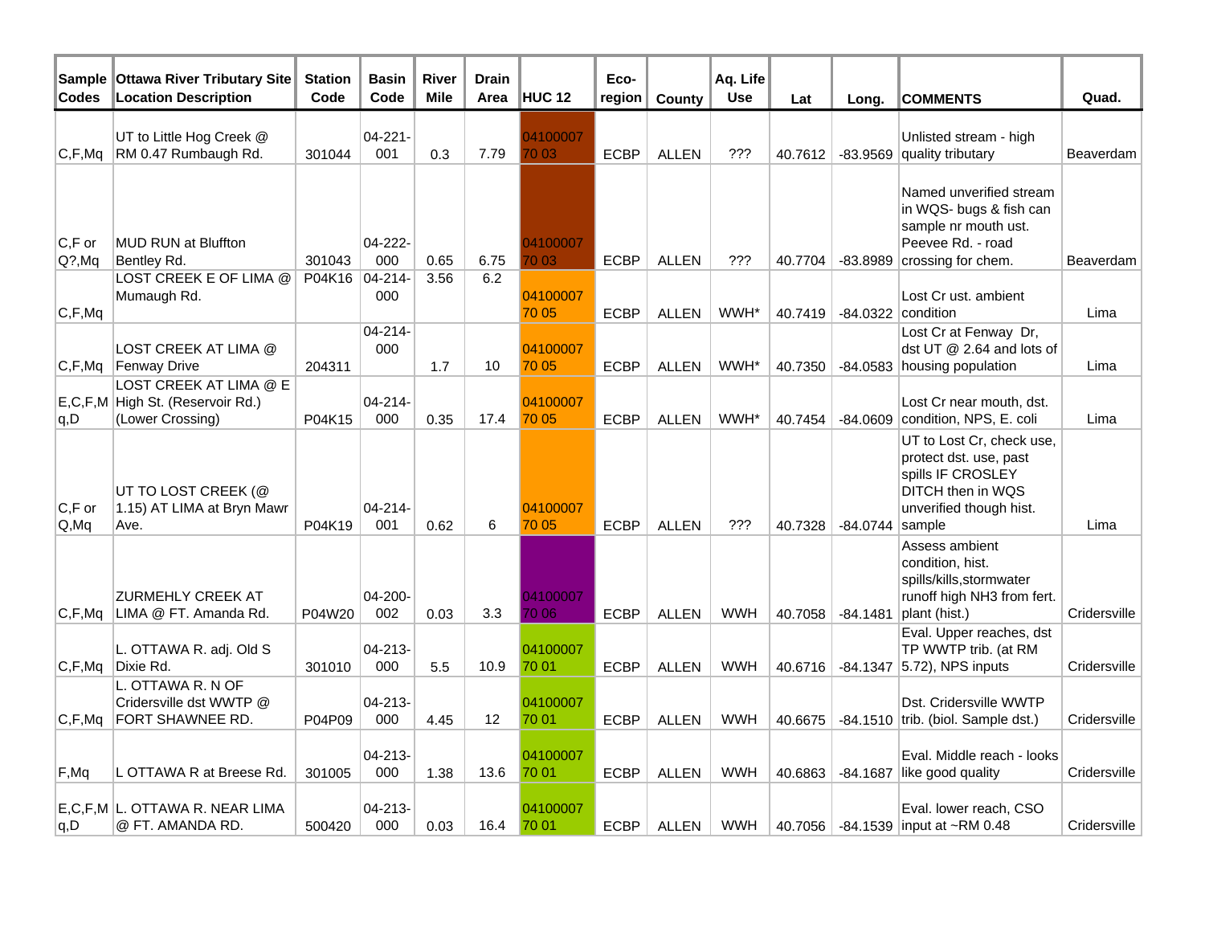| Sample Codes | Ottawa River Tributary Site Location Description | Station Code | Basin Code | River Mile | Drain Area | HUC 12 | Eco-region | County | Aq. Life Use | Lat | Long. | COMMENTS | Quad. |
|---|---|---|---|---|---|---|---|---|---|---|---|---|---|
| C,F,Mq | UT to Little Hog Creek @ RM 0.47 Rumbaugh Rd. | 301044 | 04-221-001 | 0.3 | 7.79 | 04100007 70 03 | ECBP | ALLEN | ??? | 40.7612 | -83.9569 | Unlisted stream - high quality tributary | Beaverdam |
| C,F or Q?,Mq | MUD RUN at Bluffton Bentley Rd. | 301043 | 04-222-000 | 0.65 | 6.75 | 04100007 70 03 | ECBP | ALLEN | ??? | 40.7704 | -83.8989 | Named unverified stream in WQS- bugs & fish can sample nr mouth ust. Peevee Rd. - road crossing for chem. | Beaverdam |
| C,F,Mq | LOST CREEK E OF LIMA @ Mumaugh Rd. | P04K16 | 04-214-000 | 3.56 | 6.2 | 04100007 70 05 | ECBP | ALLEN | WWH* | 40.7419 | -84.0322 | Lost Cr ust. ambient condition | Lima |
| C,F,Mq | LOST CREEK AT LIMA @ Fenway Drive | 204311 | 04-214-000 | 1.7 | 10 | 04100007 70 05 | ECBP | ALLEN | WWH* | 40.7350 | -84.0583 | Lost Cr at Fenway Dr, dst UT @ 2.64 and lots of housing population | Lima |
| E,C,F,Mq,D | LOST CREEK AT LIMA @ E High St. (Reservoir Rd.) (Lower Crossing) | P04K15 | 04-214-000 | 0.35 | 17.4 | 04100007 70 05 | ECBP | ALLEN | WWH* | 40.7454 | -84.0609 | Lost Cr near mouth, dst. condition, NPS, E. coli | Lima |
| C,F or Q,Mq | UT TO LOST CREEK (@ 1.15) AT LIMA at Bryn Mawr Ave. | P04K19 | 04-214-001 | 0.62 | 6 | 04100007 70 05 | ECBP | ALLEN | ??? | 40.7328 | -84.0744 | UT to Lost Cr, check use, protect dst. use, past spills IF CROSLEY DITCH then in WQS unverified though hist. sample | Lima |
| C,F,Mq | ZURMEHLY CREEK AT LIMA @ FT. Amanda Rd. | P04W20 | 04-200-002 | 0.03 | 3.3 | 04100007 70 06 | ECBP | ALLEN | WWH | 40.7058 | -84.1481 | Assess ambient condition, hist. spills/kills,stormwater runoff high NH3 from fert. plant (hist.) | Cridersville |
| C,F,Mq | L. OTTAWA R. adj. Old S Dixie Rd. | 301010 | 04-213-000 | 5.5 | 10.9 | 04100007 70 01 | ECBP | ALLEN | WWH | 40.6716 | -84.1347 | Eval. Upper reaches, dst TP WWTP trib. (at RM 5.72), NPS inputs | Cridersville |
| C,F,Mq | L. OTTAWA R. N OF Cridersville dst WWTP @ FORT SHAWNEE RD. | P04P09 | 04-213-000 | 4.45 | 12 | 04100007 70 01 | ECBP | ALLEN | WWH | 40.6675 | -84.1510 | Dst. Cridersville WWTP trib. (biol. Sample dst.) | Cridersville |
| F,Mq | L OTTAWA R at Breese Rd. | 301005 | 04-213-000 | 1.38 | 13.6 | 04100007 70 01 | ECBP | ALLEN | WWH | 40.6863 | -84.1687 | Eval. Middle reach - looks like good quality | Cridersville |
| E,C,F,Mq,D | L. OTTAWA R. NEAR LIMA @ FT. AMANDA RD. | 500420 | 04-213-000 | 0.03 | 16.4 | 04100007 70 01 | ECBP | ALLEN | WWH | 40.7056 | -84.1539 | Eval. lower reach, CSO input at ~RM 0.48 | Cridersville |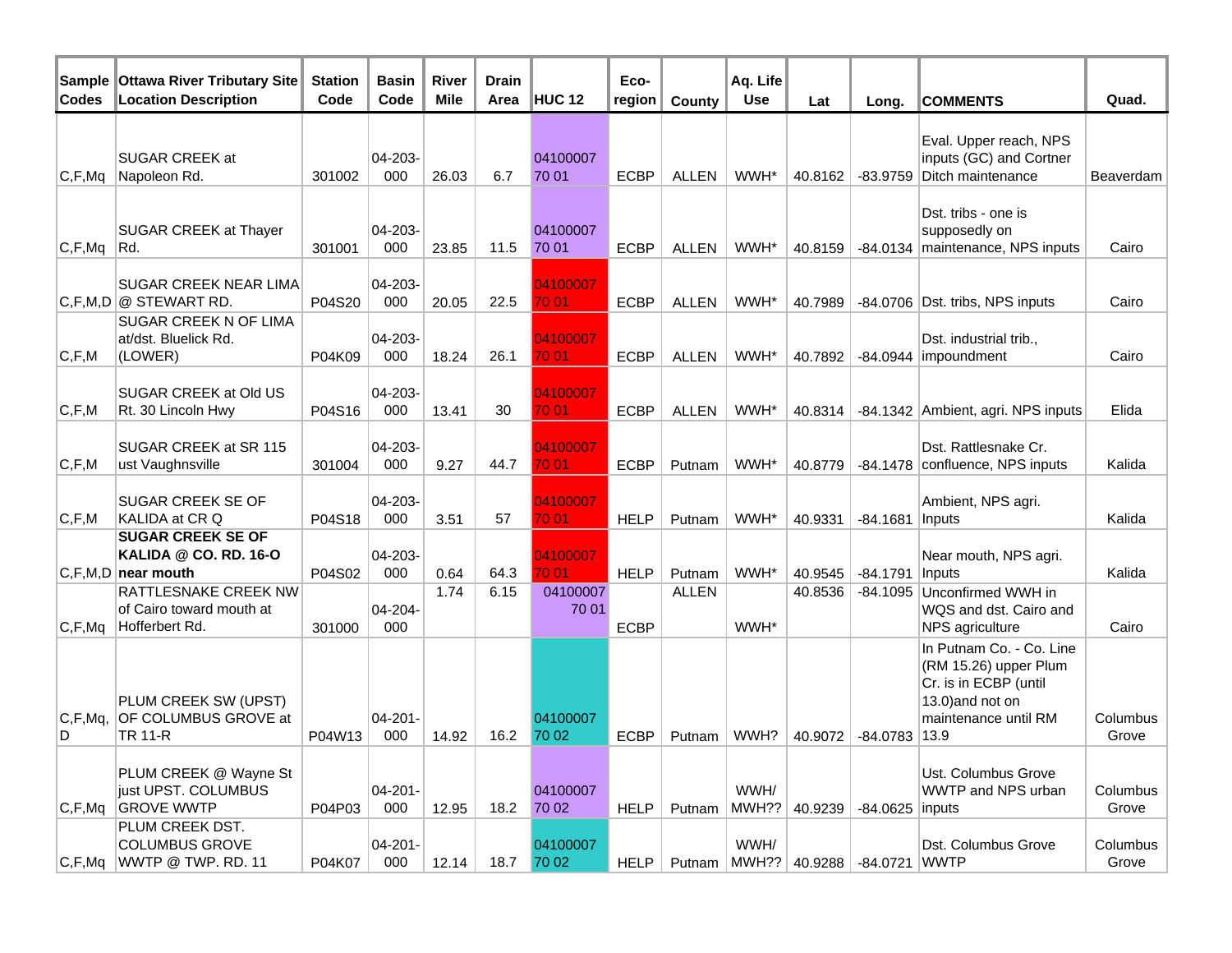| Sample Codes | Ottawa River Tributary Site Location Description | Station Code | Basin Code | River Mile | Drain Area | HUC 12 | Eco-region | County | Aq. Life Use | Lat | Long. | COMMENTS | Quad. |
|---|---|---|---|---|---|---|---|---|---|---|---|---|---|
| C,F,Mq | SUGAR CREEK at Napoleon Rd. | 301002 | 04-203-000 | 26.03 | 6.7 | 04100007 70 01 | ECBP | ALLEN | WWH* | 40.8162 | -83.9759 | Eval. Upper reach, NPS inputs (GC) and Cortner Ditch maintenance | Beaverdam |
| C,F,Mq | SUGAR CREEK at Thayer Rd. | 301001 | 04-203-000 | 23.85 | 11.5 | 04100007 70 01 | ECBP | ALLEN | WWH* | 40.8159 | -84.0134 | Dst. tribs - one is supposedly on maintenance, NPS inputs | Cairo |
| C,F,M,D | SUGAR CREEK NEAR LIMA @ STEWART RD. | P04S20 | 04-203-000 | 20.05 | 22.5 | 04100007 70 01 | ECBP | ALLEN | WWH* | 40.7989 | -84.0706 | Dst. tribs, NPS inputs | Cairo |
| C,F,M | SUGAR CREEK N OF LIMA at/dst. Bluelick Rd. (LOWER) | P04K09 | 04-203-000 | 18.24 | 26.1 | 04100007 70 01 | ECBP | ALLEN | WWH* | 40.7892 | -84.0944 | Dst. industrial trib., impoundment | Cairo |
| C,F,M | SUGAR CREEK at Old US Rt. 30 Lincoln Hwy | P04S16 | 04-203-000 | 13.41 | 30 | 04100007 70 01 | ECBP | ALLEN | WWH* | 40.8314 | -84.1342 | Ambient, agri. NPS inputs | Elida |
| C,F,M | SUGAR CREEK at SR 115 ust Vaughnsville | 301004 | 04-203-000 | 9.27 | 44.7 | 04100007 70 01 | ECBP | Putnam | WWH* | 40.8779 | -84.1478 | Dst. Rattlesnake Cr. confluence, NPS inputs | Kalida |
| C,F,M | SUGAR CREEK SE OF KALIDA at CR Q | P04S18 | 04-203-000 | 3.51 | 57 | 04100007 70 01 | HELP | Putnam | WWH* | 40.9331 | -84.1681 | Ambient, NPS agri. Inputs | Kalida |
| C,F,M,D | **SUGAR CREEK SE OF KALIDA @ CO. RD. 16-O near mouth** | P04S02 | 04-203-000 | 0.64 | 64.3 | 04100007 70 01 | HELP | Putnam | WWH* | 40.9545 | -84.1791 | Near mouth, NPS agri. Inputs | Kalida |
| C,F,Mq | RATTLESNAKE CREEK NW of Cairo toward mouth at Hofferbert Rd. | 301000 | 04-204-000 | 1.74 | 6.15 | 04100007 70 01 | ECBP | ALLEN | WWH* | 40.8536 | -84.1095 | Unconfirmed WWH in WQS and dst. Cairo and NPS agriculture | Cairo |
| C,F,Mq, D | PLUM CREEK SW (UPST) OF COLUMBUS GROVE at TR 11-R | P04W13 | 04-201-000 | 14.92 | 16.2 | 04100007 70 02 | ECBP | Putnam | WWH? | 40.9072 | -84.0783 | In Putnam Co. - Co. Line (RM 15.26) upper Plum Cr. is in ECBP (until 13.0)and not on maintenance until RM 13.9 | Columbus Grove |
| C,F,Mq | PLUM CREEK @ Wayne St just UPST. COLUMBUS GROVE WWTP | P04P03 | 04-201-000 | 12.95 | 18.2 | 04100007 70 02 | HELP | Putnam | WWH/ MWH?? | 40.9239 | -84.0625 | Ust. Columbus Grove WWTP and NPS urban inputs | Columbus Grove |
| C,F,Mq | PLUM CREEK DST. COLUMBUS GROVE WWTP @ TWP. RD. 11 | P04K07 | 04-201-000 | 12.14 | 18.7 | 04100007 70 02 | HELP | Putnam | WWH/ MWH?? | 40.9288 | -84.0721 | Dst. Columbus Grove WWTP | Columbus Grove |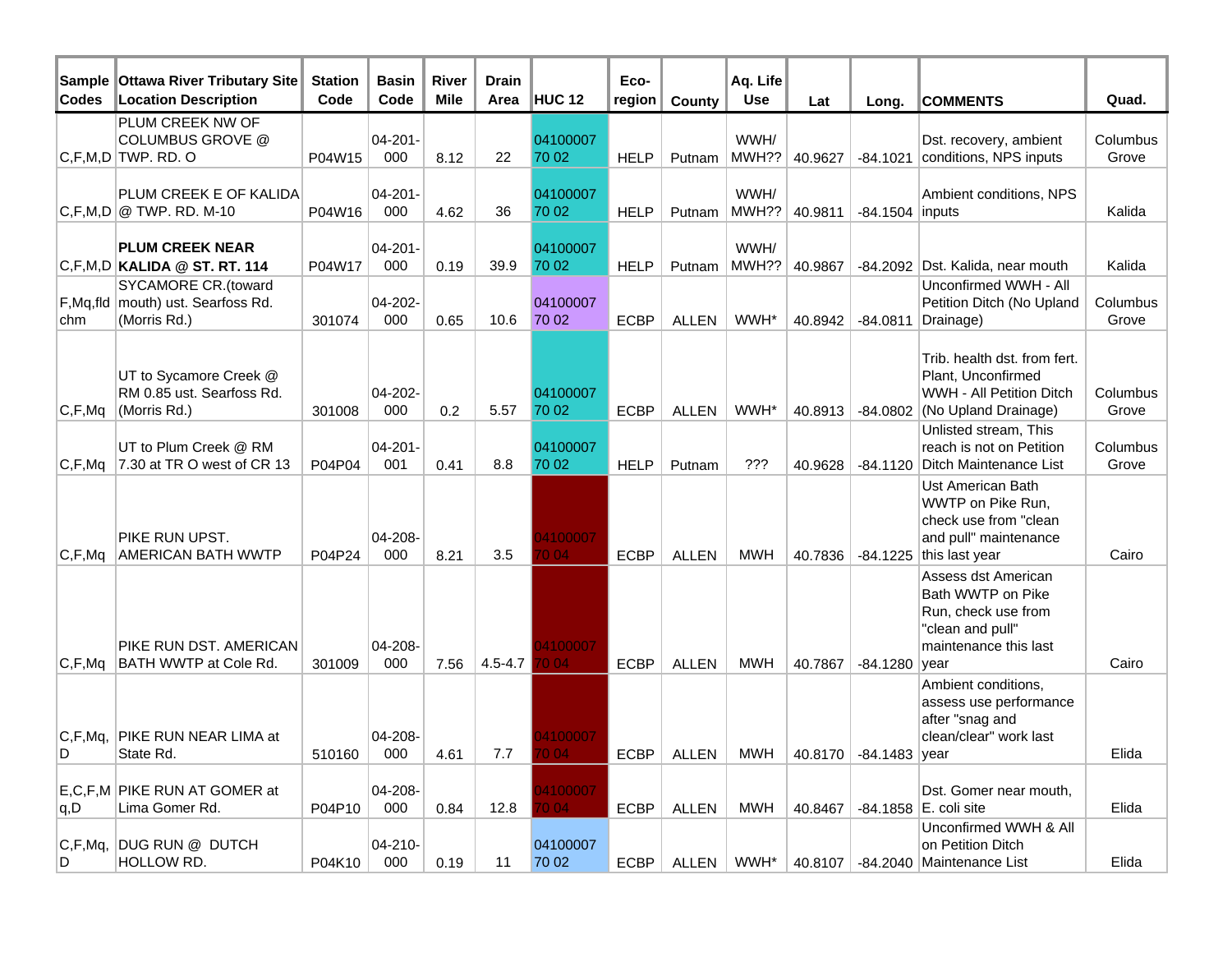| Sample Codes | Ottawa River Tributary Site Location Description | Station Code | Basin Code | River Mile | Drain Area | HUC 12 | Eco-region | County | Aq. Life Use | Lat | Long. | COMMENTS | Quad. |
|---|---|---|---|---|---|---|---|---|---|---|---|---|---|
| C,F,M,D | PLUM CREEK NW OF COLUMBUS GROVE @ TWP. RD. O | P04W15 | 04-201-000 | 8.12 | 22 | 04100007 70 02 | HELP | Putnam | WWH/ MWH?? | 40.9627 | -84.1021 | Dst. recovery, ambient conditions, NPS inputs | Columbus Grove |
| C,F,M,D | PLUM CREEK E OF KALIDA @ TWP. RD. M-10 | P04W16 | 04-201-000 | 4.62 | 36 | 04100007 70 02 | HELP | Putnam | WWH/ MWH?? | 40.9811 | -84.1504 | Ambient conditions, NPS inputs | Kalida |
| C,F,M,D | **PLUM CREEK NEAR KALIDA @ ST. RT. 114** | P04W17 | 04-201-000 | 0.19 | 39.9 | 04100007 70 02 | HELP | Putnam | WWH/ MWH?? | 40.9867 | -84.2092 | Dst. Kalida, near mouth | Kalida |
| F,Mq,fld chm | SYCAMORE CR.(toward mouth) ust. Searfoss Rd. (Morris Rd.) | 301074 | 04-202-000 | 0.65 | 10.6 | 04100007 70 02 | ECBP | ALLEN | WWH* | 40.8942 | -84.0811 | Unconfirmed WWH - All Petition Ditch (No Upland Drainage) | Columbus Grove |
| C,F,Mq | UT to Sycamore Creek @ RM 0.85 ust. Searfoss Rd. (Morris Rd.) | 301008 | 04-202-000 | 0.2 | 5.57 | 04100007 70 02 | ECBP | ALLEN | WWH* | 40.8913 | -84.0802 | Trib. health dst. from fert. Plant, Unconfirmed WWH - All Petition Ditch (No Upland Drainage) | Columbus Grove |
| C,F,Mq | UT to Plum Creek @ RM 7.30 at TR O west of CR 13 | P04P04 | 04-201-001 | 0.41 | 8.8 | 04100007 70 02 | HELP | Putnam | ??? | 40.9628 | -84.1120 | Unlisted stream, This reach is not on Petition Ditch Maintenance List | Columbus Grove |
| C,F,Mq | PIKE RUN UPST. AMERICAN BATH WWTP | P04P24 | 04-208-000 | 8.21 | 3.5 | 04100007 70 04 | ECBP | ALLEN | MWH | 40.7836 | -84.1225 | Ust American Bath WWTP on Pike Run, check use from "clean and pull" maintenance this last year | Cairo |
| C,F,Mq | PIKE RUN DST. AMERICAN BATH WWTP at Cole Rd. | 301009 | 04-208-000 | 7.56 | 4.5-4.7 | 04100007 70 04 | ECBP | ALLEN | MWH | 40.7867 | -84.1280 | Assess dst American Bath WWTP on Pike Run, check use from "clean and pull" maintenance this last year | Cairo |
| C,F,Mq, D | PIKE RUN NEAR LIMA at State Rd. | 510160 | 04-208-000 | 4.61 | 7.7 | 04100007 70 04 | ECBP | ALLEN | MWH | 40.8170 | -84.1483 | Ambient conditions, assess use performance after "snag and clean/clear" work last year | Elida |
| E,C,F,Mq,D | PIKE RUN AT GOMER at Lima Gomer Rd. | P04P10 | 04-208-000 | 0.84 | 12.8 | 04100007 70 04 | ECBP | ALLEN | MWH | 40.8467 | -84.1858 | Dst. Gomer near mouth, E. coli site | Elida |
| C,F,Mq, D | DUG RUN @ DUTCH HOLLOW RD. | P04K10 | 04-210-000 | 0.19 | 11 | 04100007 70 02 | ECBP | ALLEN | WWH* | 40.8107 | -84.2040 | Unconfirmed WWH & All on Petition Ditch Maintenance List | Elida |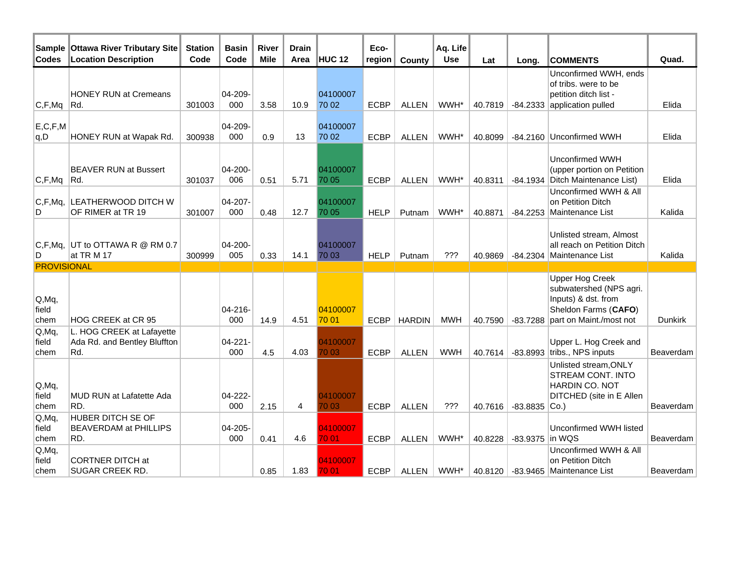| Sample Codes | Ottawa River Tributary Site Location Description | Station Code | Basin Code | River Mile | Drain Area | HUC 12 | Eco-region | County | Aq. Life Use | Lat | Long. | COMMENTS | Quad. |
|---|---|---|---|---|---|---|---|---|---|---|---|---|---|
| C,F,Mq | HONEY RUN at Cremeans Rd. | 301003 | 04-209-000 | 3.58 | 10.9 | 04100007 70 02 | ECBP | ALLEN | WWH* | 40.7819 | -84.2333 | Unconfirmed WWH, ends of tribs. were to be petition ditch list - application pulled | Elida |
| E,C,F,Mq,D | HONEY RUN at Wapak Rd. | 300938 | 04-209-000 | 0.9 | 13 | 04100007 70 02 | ECBP | ALLEN | WWH* | 40.8099 | -84.2160 | Unconfirmed WWH | Elida |
| C,F,Mq | BEAVER RUN at Bussert Rd. | 301037 | 04-200-006 | 0.51 | 5.71 | 04100007 70 05 | ECBP | ALLEN | WWH* | 40.8311 | -84.1934 | Unconfirmed WWH (upper portion on Petition Ditch Maintenance List) | Elida |
| C,F,Mq, D | LEATHERWOOD DITCH W OF RIMER at TR 19 | 301007 | 04-207-000 | 0.48 | 12.7 | 04100007 70 05 | HELP | Putnam | WWH* | 40.8871 | -84.2253 | Unconfirmed WWH & All on Petition Ditch Maintenance List | Kalida |
| C,F,Mq, D | UT to OTTAWA R @ RM 0.7 at TR M 17 | 300999 | 04-200-005 | 0.33 | 14.1 | 04100007 70 03 | HELP | Putnam | ??? | 40.9869 | -84.2304 | Unlisted stream, Almost all reach on Petition Ditch Maintenance List | Kalida |
| PROVISIONAL | | | | | | | | | | | | | |
| Q,Mq, field chem | HOG CREEK at CR 95 | | 04-216-000 | 14.9 | 4.51 | 04100007 70 01 | ECBP | HARDIN | MWH | 40.7590 | -83.7288 | Upper Hog Creek subwatershed (NPS agri. Inputs) & dst. from Sheldon Farms (**CAFO**) part on Maint./most not | Dunkirk |
| Q,Mq, field chem | L. HOG CREEK at Lafayette Ada Rd. and Bentley Bluffton Rd. | | 04-221-000 | 4.5 | 4.03 | 04100007 70 03 | ECBP | ALLEN | WWH | 40.7614 | -83.8993 | Upper L. Hog Creek and tribs., NPS inputs | Beaverdam |
| Q,Mq, field chem | MUD RUN at Lafatette Ada RD. | | 04-222-000 | 2.15 | 4 | 04100007 70 03 | ECBP | ALLEN | ??? | 40.7616 | -83.8835 | Unlisted stream,ONLY STREAM CONT. INTO HARDIN CO. NOT DITCHED (site in E Allen Co.) | Beaverdam |
| Q,Mq, field chem | HUBER DITCH SE OF BEAVERDAM at PHILLIPS RD. | | 04-205-000 | 0.41 | 4.6 | 04100007 70 01 | ECBP | ALLEN | WWH* | 40.8228 | -83.9375 | Unconfirmed WWH listed in WQS | Beaverdam |
| Q,Mq, field chem | CORTNER DITCH at SUGAR CREEK RD. | | | 0.85 | 1.83 | 04100007 70 01 | ECBP | ALLEN | WWH* | 40.8120 | -83.9465 | Unconfirmed WWH & All on Petition Ditch Maintenance List | Beaverdam |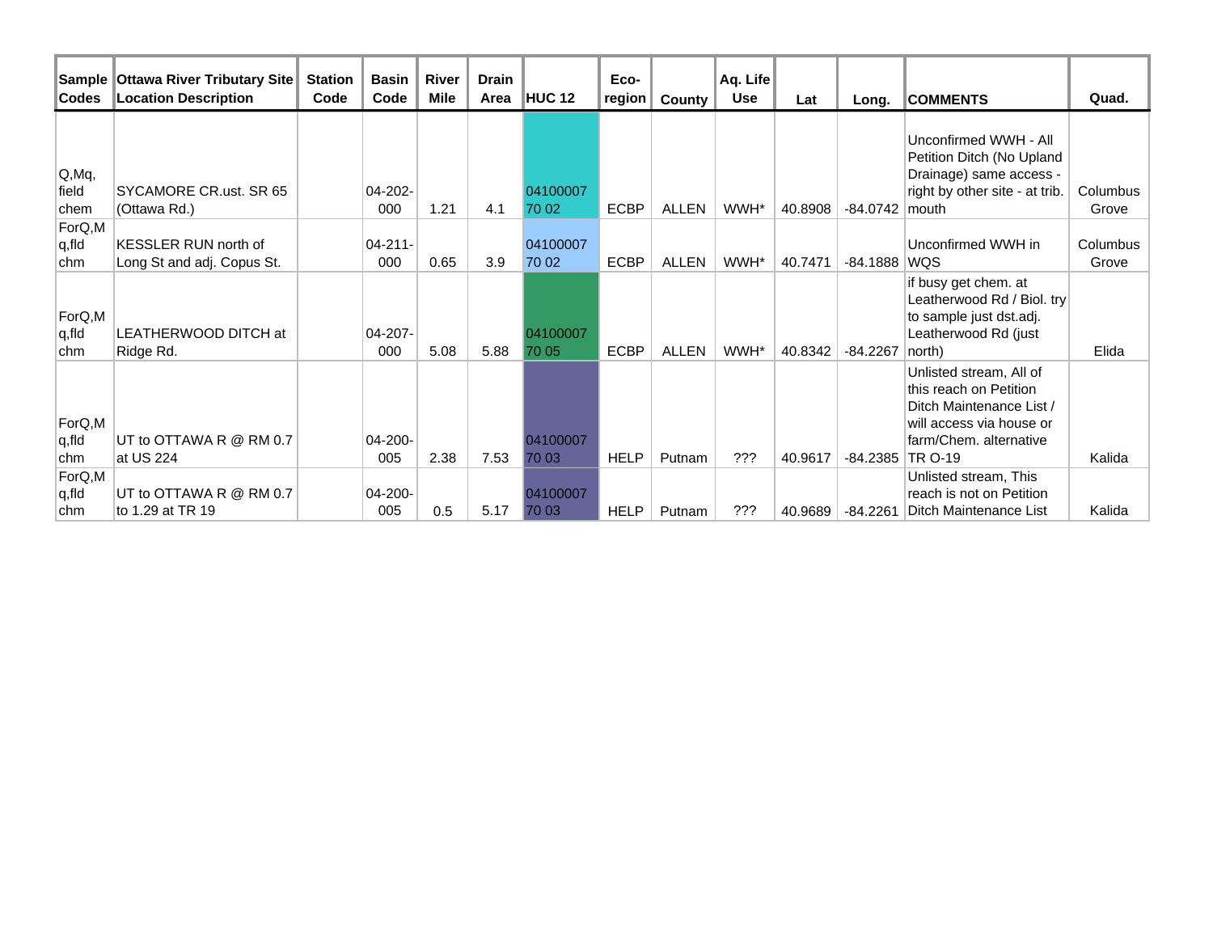| Sample Codes | Ottawa River Tributary Site Location Description | Station Code | Basin Code | River Mile | Drain Area | HUC 12 | Eco-region | County | Aq. Life Use | Lat | Long. | COMMENTS | Quad. |
|---|---|---|---|---|---|---|---|---|---|---|---|---|---|
| Q,Mq, field chem | SYCAMORE CR.ust. SR 65 (Ottawa Rd.) | | 04-202-000 | 1.21 | 4.1 | 04100007 70 02 | ECBP | ALLEN | WWH* | 40.8908 | -84.0742 | Unconfirmed WWH - All Petition Ditch (No Upland Drainage) same access - right by other site - at trib. mouth | Columbus Grove |
| ForQ,Mq,fld chm | KESSLER RUN north of Long St and adj. Copus St. | | 04-211-000 | 0.65 | 3.9 | 04100007 70 02 | ECBP | ALLEN | WWH* | 40.7471 | -84.1888 | Unconfirmed WWH in WQS | Columbus Grove |
| ForQ,Mq,fld chm | LEATHERWOOD DITCH at Ridge Rd. | | 04-207-000 | 5.08 | 5.88 | 04100007 70 05 | ECBP | ALLEN | WWH* | 40.8342 | -84.2267 | if busy get chem. at Leatherwood Rd / Biol. try to sample just dst.adj. Leatherwood Rd (just north) | Elida |
| ForQ,Mq,fld chm | UT to OTTAWA R @ RM 0.7 at US 224 | | 04-200-005 | 2.38 | 7.53 | 04100007 70 03 | HELP | Putnam | ??? | 40.9617 | -84.2385 | Unlisted stream, All of this reach on Petition Ditch Maintenance List / will access via house or farm/Chem. alternative TR O-19 | Kalida |
| ForQ,Mq,fld chm | UT to OTTAWA R @ RM 0.7 to 1.29 at TR 19 | | 04-200-005 | 0.5 | 5.17 | 04100007 70 03 | HELP | Putnam | ??? | 40.9689 | -84.2261 | Unlisted stream, This reach is not on Petition Ditch Maintenance List | Kalida |